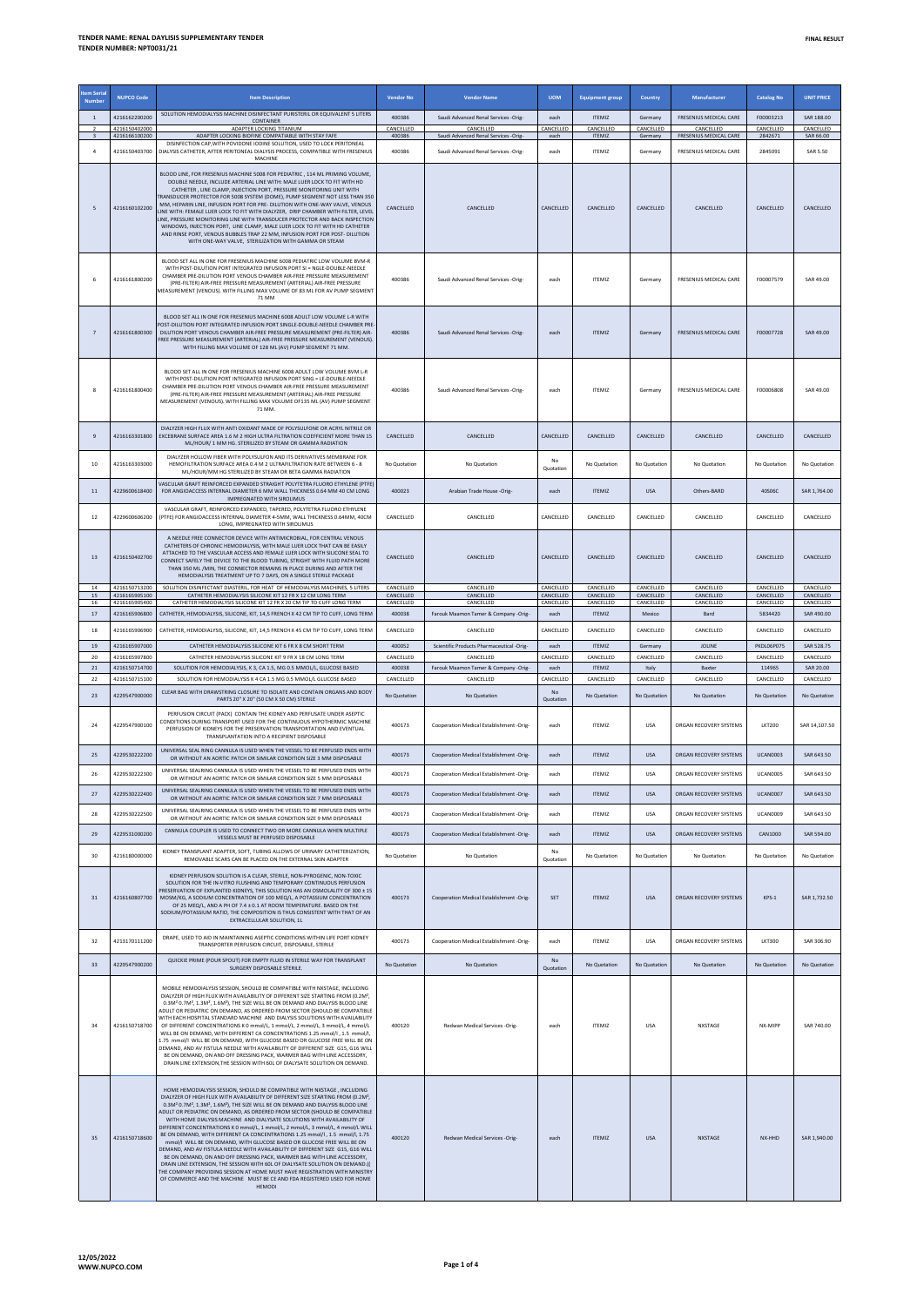**TENDER NAME: RENAL DAYLISIS SUPPLEMENTARY TENDER**
**TENDER NUMBER: NPT0031/21**

**FINAL RESULT**

| Item Serial Number | NUPCO Code | Item Description | Vendor No | Vendor Name | UOM | Equipment group | Country | Manufacturer | Catalog No | UNIT PRICE |
|---|---|---|---|---|---|---|---|---|---|---|
| 1 | 4216162200200 | SOLUTION HEMODIALYSIS MACHINE DISINFECTANT PURISTERIL OR EQUIVALENT 5 LITERS CONTAINER | 400386 | Saudi Advanced Renal Services -Orig- | each | ITEMIZ | Germany | FRESENIUS MEDICAL CARE | F00005213 | SAR 188.00 |
| 2 | 4216160402000 | ADAPTER LOCKING TITANIUM | CANCELLED | CANCELLED | CANCELLED | CANCELLED | CANCELLED | CANCELLED | CANCELLED | CANCELLED |
| 3 | 4216166100200 | ADAPTER LOCKING BIOFINE COMPATIABLE WITH STAY FAFE | 400386 | Saudi Advanced Renal Services -Orig- | each | ITEMIZ | Germany | FRESENIUS MEDICAL CARE | 2842671 | SAR 66.00 |
| 4 | 4216150403700 | DISINFECTION CAP,WITH POVIDONE IODINE SOLUTION, USED TO LOCK PERITONEAL DIALYSIS CATHETER, AFTER PERITONEAL DIALYSIS PROCESS, COMPATIBLE WITH FRESENIUS MACHINE | 400386 | Saudi Advanced Renal Services -Orig- | each | ITEMIZ | Germany | FRESENIUS MEDICAL CARE | 2845091 | SAR 5.50 |
| 5 | 4216160102200 | BLOOD LINE, FOR FRESENIUS MACHINE 5008 FOR PEDIATRIC , 114 ML PRIMING VOLUME, DOUBLE NEEDLE, INCLUDE ARTERIAL LINE WITH: MALE LUER LOCK TO FIT WITH HD CATHETER , LINE CLAMP, INJECTION PORT, PRESSURE MONITORING UNIT WITH TRANSDUCER PROTECTOR FOR 5008 SYSTEM (DOME), PUMP SEGMENT NOT LESS THAN 350 MM, HEPARIN LINE, INFUSION PORT FOR PRE- DILUTION WITH ONE-WAY VALVE, VENOUS LINE WITH: FEMALE LUER LOCK TO FIT WITH DIALYZER, DRIP CHAMBER WITH FILTER, LEVEL LINE, PRESSURE MONITORING LINE WITH TRANSDUCER PROTECTOR AND BACK INSPECTION WINDOWS, INJECTION PORT, LINE CLAMP, MALE LUER LOCK TO FIT WITH HD CATHETER AND RINSE PORT, VENOUS BUBBLES TRAP 22 MM, INFUSION PORT FOR POST- DILUTION WITH ONE-WAY VALVE, STERILIZATION WITH GAMMA OR STEAM | CANCELLED | CANCELLED | CANCELLED | CANCELLED | CANCELLED | CANCELLED | CANCELLED | CANCELLED |
| 6 | 4216161800200 | BLOOD SET ALL IN ONE FOR FRESENIUS MACHINE 6008 PEDIATRIC LOW VOLUME BVM-R WITH POST-DILUTION PORT INTEGRATED INFUSION PORT SI = NGLE-DOUBLE-NEEDLE CHAMBER PRE-DILUTION PORT VENOUS CHAMBER AIR-FREE PRESSURE MEASUREMENT (PRE-FILTER) AIR-FREE PRESSURE MEASUREMENT (ARTERIAL) AIR-FREE PRESSURE MEASUREMENT (VENOUS). WITH FILLING MAX VOLUME OF 83 ML FOR AV PUMP SEGMENT 71 MM | 400386 | Saudi Advanced Renal Services -Orig- | each | ITEMIZ | Germany | FRESENIUS MEDICAL CARE | F00007579 | SAR 49.00 |
| 7 | 4216161800300 | BLOOD SET ALL IN ONE FOR FRESENIUS MACHINE 6008 ADULT LOW VOLUME L-R WITH POST-DILUTION PORT INTEGRATED INFUSION PORT SINGLE-DOUBLE-NEEDLE CHAMBER PRE-DILUTION PORT VENOUS CHAMBER AIR-FREE PRESSURE MEASUREMENT (PRE-FILTER) AIR-FREE PRESSURE MEASUREMENT (ARTERIAL) AIR-FREE PRESSURE MEASUREMENT (VENOUS). WITH FILLING MAX VOLUME OF 128 ML (AV) PUMP SEGMENT 71 MM. | 400386 | Saudi Advanced Renal Services -Orig- | each | ITEMIZ | Germany | FRESENIUS MEDICAL CARE | F00007728 | SAR 49.00 |
| 8 | 4216161800400 | BLOOD SET ALL IN ONE FOR FRESENIUS MACHINE 6008 ADULT LOW VOLUME BVM L-R WITH POST-DILUTION PORT INTEGRATED INFUSION PORT SING = LE-DOUBLE-NEEDLE CHAMBER PRE-DILUTION PORT VENOUS CHAMBER AIR-FREE PRESSURE MEASUREMENT (PRE-FILTER) AIR-FREE PRESSURE MEASUREMENT (ARTERIAL) AIR-FREE PRESSURE MEASUREMENT (VENOUS). WITH FILLING MAX VOLUME OF135 ML (AV) PUMP SEGMENT 71 MM. | 400386 | Saudi Advanced Renal Services -Orig- | each | ITEMIZ | Germany | FRESENIUS MEDICAL CARE | F00006808 | SAR 49.00 |
| 9 | 4216163301800 | DIALYZER HIGH FLUX WITH ANTI OXIDANT MADE OF POLYSULFONE OR ACRYL NITRILE OR EXCEBRANE SURFACE AREA 1.6 M 2 HIGH ULTRA FILTRATION COEFFICIENT MORE THAN 15 ML/HOUR/ 1 MM HG. STERILIZED BY STEAM OR GAMMA RADIATION | CANCELLED | CANCELLED | CANCELLED | CANCELLED | CANCELLED | CANCELLED | CANCELLED | CANCELLED |
| 10 | 4216163303000 | DIALYZER HOLLOW FIBER WITH POLYSULFON AND ITS DERIVATIVES MEMBRANE FOR HEMOFILTRATION SURFACE AREA 0.4 M 2 ULTRAFILTRATION RATE BETWEEN 6 - 8 ML/HOUR/MM HG STERILIZED BY STEAM OR BETA GAMMA RADIATION | No Quotation | No Quotation | No Quotation | No Quotation | No Quotation | No Quotation | No Quotation | No Quotation |
| 11 | 4229600618400 | VASCULAR GRAFT REINFORCED EXPANDED STRAIGHT POLYTETRA FLUORO ETHYLENE (PTFE) FOR ANGIOACCESS INTERNAL DIAMETER 6 MM WALL THICKNESS 0.64 MM 40 CM LONG IMPREGNATED WITH SIROLIMUS | 400023 | Arabian Trade House -Orig- | each | ITEMIZ | USA | Others-BARD | 40S06C | SAR 1,764.00 |
| 12 | 4229600606200 | VASCULAR GRAFT, REINFORCED EXPANDED, TAPERED, POLYTETRA FLUORO ETHYLENE (PTFE) FOR ANGIOACCESS INTERNAL DIAMETER 4-5MM, WALL THICKNESS 0.64MM, 40CM LONG, IMPREGNATED WITH SIROLIMUS | CANCELLED | CANCELLED | CANCELLED | CANCELLED | CANCELLED | CANCELLED | CANCELLED | CANCELLED |
| 13 | 4216150402700 | A NEEDLE FREE CONNECTOR DEVICE WITH ANTIMICROBIAL, FOR CENTRAL VENOUS CATHETERS OF CHRONIC HEMODIALYSIS, WITH MALE LUER LOCK THAT CAN BE EASILY ATTACHED TO THE VASCULAR ACCESS AND FEMALE LUER LOCK WITH SILICONE SEAL TO CONNECT SAFELY THE DEVICE TO THE BLOOD TUBING, STRIGHT WITH FLUID PATH MORE THAN 350 ML /MIN, THE CONNECTOR REMAINS IN PLACE DURING AND AFTER THE HEMODIALYSIS TREATMENT UP TO 7 DAYS, ON A SINGLE STERILE PACKAGE | CANCELLED | CANCELLED | CANCELLED | CANCELLED | CANCELLED | CANCELLED | CANCELLED | CANCELLED |
| 14 | 4216150713200 | SOLUTION DISINFECTANT DIASTERIL, FOR HEAT OF HEMODIALYSIS MACHINES, 5 LITERS | CANCELLED | CANCELLED | CANCELLED | CANCELLED | CANCELLED | CANCELLED | CANCELLED | CANCELLED |
| 15 | 4216165905100 | CATHETER HEMODIALYSIS SILICONE KIT 12 FR X 12 CM LONG TERM | CANCELLED | CANCELLED | CANCELLED | CANCELLED | CANCELLED | CANCELLED | CANCELLED | CANCELLED |
| 16 | 4216165905400 | CATHETER HEMODIALYSIS SILICONE KIT 12 FR X 20 CM TIP TO CUFF LONG TERM | CANCELLED | CANCELLED | CANCELLED | CANCELLED | CANCELLED | CANCELLED | CANCELLED | CANCELLED |
| 17 | 4216165906800 | CATHETER, HEMODIALYSIS, SILICONE, KIT, 14,5 FRENCH X 42 CM TIP TO CUFF, LONG TERM | 400038 | Farouk Maamon Tamer & Company -Orig- | each | ITEMIZ | Mexico | Bard | 5834420 | SAR 490.00 |
| 18 | 4216165906900 | CATHETER, HEMODIALYSIS, SILICONE, KIT, 14,5 FRENCH X 45 CM TIP TO CUFF, LONG TERM | CANCELLED | CANCELLED | CANCELLED | CANCELLED | CANCELLED | CANCELLED | CANCELLED | CANCELLED |
| 19 | 4216165907000 | CATHETER HEMODIALYSIS SILICONE KIT 6 FR X 8 CM SHORT TERM | 400052 | Scientific Products Pharmaceutical -Orig- | each | ITEMIZ | Germany | JOLINE | PKDL06P07S | SAR 528.75 |
| 20 | 4216165907800 | CATHETER HEMODIALYSIS SILICONE KIT 9 FR X 18 CM LONG TERM | CANCELLED | CANCELLED | CANCELLED | CANCELLED | CANCELLED | CANCELLED | CANCELLED | CANCELLED |
| 21 | 4216150714700 | SOLUTION FOR HEMODIALYSIS, K 3, CA 1.5, MG 0.5 MMOL/L GLUCOSE BASED | 400038 | Farouk Maamon Tamer & Company -Orig- | each | ITEMIZ | Italy | Baxter | 114965 | SAR 20.00 |
| 22 | 4216150715100 | SOLUTION FOR HEMODIALYSIS K 4 CA 1.5 MG 0.5 MMOL/L GLUCOSE BASED | CANCELLED | CANCELLED | CANCELLED | CANCELLED | CANCELLED | CANCELLED | CANCELLED | CANCELLED |
| 23 | 4229547900000 | CLEAR BAG WITH DRAWSTRING CLOSURE TO ISOLATE AND CONTAIN ORGANS AND BODY PARTS 20" X 20" (50 CM X 50 CM) STERILE | No Quotation | No Quotation | No Quotation | No Quotation | No Quotation | No Quotation | No Quotation | No Quotation |
| 24 | 4229547900100 | PERFUSION CIRCUIT (PACK) CONTAIN THE KIDNEY AND PERFUSATE UNDER ASEPTIC CONDITIONS DURING TRANSPORT USED FOR THE CONTINUOUS HYPOTHERMIC MACHINE PERFUSION OF KIDNEYS FOR THE PRESERVATION TRANSPORTATION AND EVENTUAL TRANSPLANTATION INTO A RECIPIENT DISPOSABLE | 400173 | Cooperation Medical Establishment -Orig- | each | ITEMIZ | USA | ORGAN RECOVERY SYSTEMS | LKT200 | SAR 14,107.50 |
| 25 | 4229530222200 | UNIVERSAL SEAL RING CANNULA IS USED WHEN THE VESSEL TO BE PERFUSED ENDS WITH OR WITHOUT AN AORTIC PATCH OR SIMILAR CONDITION SIZE 3 MM DISPOSABLE | 400173 | Cooperation Medical Establishment -Orig- | each | ITEMIZ | USA | ORGAN RECOVERY SYSTEMS | UCAN0003 | SAR 643.50 |
| 26 | 4229530222300 | UNIVERSAL SEALRING CANNULA IS USED WHEN THE VESSEL TO BE PERFUSED ENDS WITH OR WITHOUT AN AORTIC PATCH OR SIMILAR CONDITION SIZE 5 MM DISPOSABLE | 400173 | Cooperation Medical Establishment -Orig- | each | ITEMIZ | USA | ORGAN RECOVERY SYSTEMS | UCAN0005 | SAR 643.50 |
| 27 | 4229530222400 | UNIVERSAL SEALRING CANNULA IS USED WHEN THE VESSEL TO BE PERFUSED ENDS WITH OR WITHOUT AN AORTIC PATCH OR SIMILAR CONDITION SIZE 7 MM DISPOSABLE | 400173 | Cooperation Medical Establishment -Orig- | each | ITEMIZ | USA | ORGAN RECOVERY SYSTEMS | UCAN0007 | SAR 643.50 |
| 28 | 4229530222500 | UNIVERSAL SEALRING CANNULA IS USED WHEN THE VESSEL TO BE PERFUSED ENDS WITH OR WITHOUT AN AORTIC PATCH OR SIMILAR CONDITION SIZE 9 MM DISPOSABLE | 400173 | Cooperation Medical Establishment -Orig- | each | ITEMIZ | USA | ORGAN RECOVERY SYSTEMS | UCAN0009 | SAR 643.50 |
| 29 | 4229531000200 | CANNULA COUPLER IS USED TO CONNECT TWO OR MORE CANNULA WHEN MULTIPLE VESSELS MUST BE PERFUSED DISPOSABLE | 400173 | Cooperation Medical Establishment -Orig- | each | ITEMIZ | USA | ORGAN RECOVERY SYSTEMS | CAN1000 | SAR 594.00 |
| 30 | 4216180000000 | KIDNEY TRANSPLANT ADAPTER, SOFT, TUBING ALLOW'S OF URINARY CATHETERIZATION, REMOVABLE SCARS CAN BE PLACED ON THE EXTERNAL SKIN ADAPTER | No Quotation | No Quotation | No Quotation | No Quotation | No Quotation | No Quotation | No Quotation | No Quotation |
| 31 | 4216160807700 | KIDNEY PERFUSION SOLUTION IS A CLEAR, STERILE, NON-PYROGENIC, NON-TOXIC SOLUTION FOR THE IN-VITRO FLUSHING AND TEMPORARY CONTINUOUS PERFUSION PRESERVATION OF EXPLANTED KIDNEYS, THIS SOLUTION HAS AN OSMOLALITY OF 300 ± 15 MOSM/KG, A SODIUM CONCENTRATION OF 100 MEQ/L, A POTASSIUM CONCENTRATION OF 25 MEQ/L, AND A PH OF 7.4 ± 0.1 AT ROOM TEMPERATURE. BASED ON THE SODIUM/POTASSIUM RATIO, THE COMPOSITION IS THUS CONSISTENT WITH THAT OF AN EXTRACELLULAR SOLUTION, 1L | 400173 | Cooperation Medical Establishment -Orig- | SET | ITEMIZ | USA | ORGAN RECOVERY SYSTEMS | KPS-1 | SAR 1,732.50 |
| 32 | 4213170111200 | DRAPE, USED TO AID IN MAINTAINING ASEPTIC CONDITIONS WITHIN LIFE PORT KIDNEY TRANSPORTER PERFUSION CIRCUIT, DISPOSABLE, STERILE | 400173 | Cooperation Medical Establishment -Orig- | each | ITEMIZ | USA | ORGAN RECOVERY SYSTEMS | LKT300 | SAR 306.90 |
| 33 | 4229547900200 | QUICKIE PRIME (POUR SPOUT) FOR EMPTY FLUID IN STERILE WAY FOR TRANSPLANT SURGERY DISPOSABLE STERILE. | No Quotation | No Quotation | No Quotation | No Quotation | No Quotation | No Quotation | No Quotation | No Quotation |
| 34 | 4216150718700 | MOBILE HEMODIALYSIS SESSION, SHOULD BE COMPATIBLE WITH NXSTAGE, INCLUDING DIALYZER OF HIGH FLUX WITH AVAILABILITY OF DIFFERENT SIZE STARTING FROM (0.2M², 0.3M² 0.7M², 1.3M², 1.6M²), THE SIZE WILL BE ON DEMAND AND DIALYSIS BLOOD LINE ADULT OR PEDIATRIC ON DEMAND, AS ORDERED FROM SECTOR (SHOULD BE COMPATIBLE WITH EACH HOSPITAL STANDARD MACHINE AND DIALYSIS SOLUTIONS WITH AVAILABILITY OF DIFFERENT CONCENTRATIONS K 0 mmol/L, 1 mmol/L, 2 mmol/L, 3 mmol/L, 4 mmol/L WILL BE ON DEMAND, WITH DIFFERENT CA CONCENTRATIONS 1.25 mmol/l, 1.5 mmol/l, 1.75 mmol/l WILL BE ON DEMAND, WITH GLUCOSE BASED OR GLUCOSE FREE WILL BE ON DEMAND, AND AV FISTULA NEEDLE WITH AVAILABILITY OF DIFFERENT SIZE G15, G16 WILL BE ON DEMAND, ON AND OFF DRESSING PACK, WARMER BAG WITH LINE ACCESSORY, DRAIN LINE EXTENSION,THE SESSION WITH 60L OF DIALYSATE SOLUTION ON DEMAND. | 400120 | Redwan Medical Services -Orig- | each | ITEMIZ | USA | NXSTAGE | NX-MIPP | SAR 740.00 |
| 35 | 4216150718600 | HOME HEMODIALYSIS SESSION, SHOULD BE COMPATIBLE WITH NXSTAGE , INCLUDING DIALYZER OF HIGH FLUX WITH AVAILABILITY OF DIFFERENT SIZE STARTING FROM (0.2M², 0.3M² 0.7M², 1.3M², 1.6M²), THE SIZE WILL BE ON DEMAND AND DIALYSIS BLOOD LINE ADULT OR PEDIATRIC ON DEMAND, AS ORDERED FROM SECTOR (SHOULD BE COMPATIBLE WITH HOME DIALYSIS MACHINE AND DIALYSATE SOLUTIONS WITH AVAILABILITY OF DIFFERENT CONCENTRATIONS K 0 mmol/L, 1 mmol/L, 2 mmol/L, 3 mmol/L, 4 mmol/L WILL BE ON DEMAND, WITH DIFFERENT CA CONCENTRATIONS 1.25 mmol/l, 1.5 mmol/l, 1.75 mmol/l WILL BE ON DEMAND, WITH GLUCOSE BASED OR GLUCOSE FREE WILL BE ON DEMAND, AND AV FISTULA NEEDLE WITH AVAILABILITY OF DIFFERENT SIZE G15, G16 WILL BE ON DEMAND, ON AND OFF DRESSING PACK, WARMER BAG WITH LINE ACCESSORY, DRAIN LINE EXTENSION, THE SESSION WITH 60L OF DIALYSATE SOLUTION ON DEMAND.(( THE COMPANY PROVIDING SESSION AT HOME MUST HAVE REGISTRATION WITH MINISTRY OF COMMERCE AND THE MACHINE MUST BE CE AND FDA REGISTERED USED FOR HOME HEMODI | 400120 | Redwan Medical Services -Orig- | each | ITEMIZ | USA | NXSTAGE | NX-HHD | SAR 1,940.00 |

12/05/2022
WWW.NUPCO.COM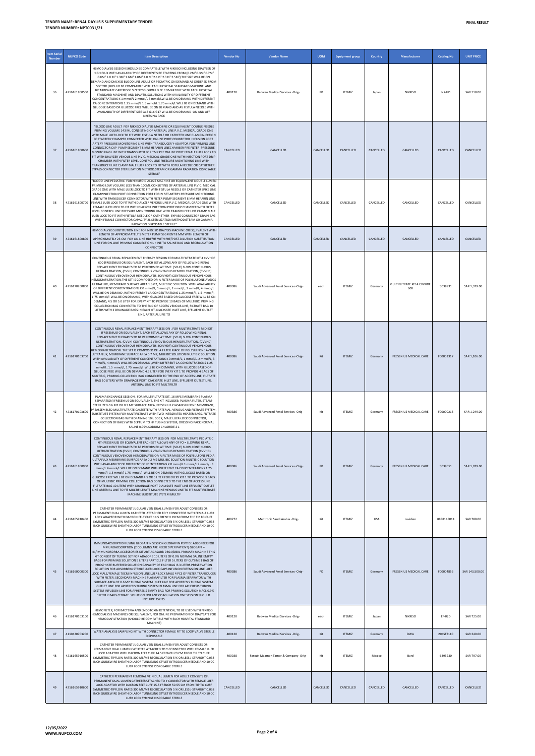**TENDER NAME: RENAL DAYLISIS SUPPLEMENTARY TENDER**
**TENDER NUMBER: NPT0031/21**

**FINAL RESULT**

| Item Serial Number | NUPCO Code | Item Description | Vendor No | Vendor Name | UOM | Equipment group | Country | Manufacturer | Catalog No | UNIT PRICE |
|---|---|---|---|---|---|---|---|---|---|---|
| 36 | 4216161800500 | HEMODIALYSIS SESSION SHOULD BE COMPATIBLE WITH NIKKISO INCLUDING DIALYZER OF HIGH FLUX WITH AVAILABILITY OF DIFFERENT SIZE STARTING FROM (0.2M² 0.3M² 0.7M² 0.8M² 1.0 M² 1.3M² 1.6M² 1.8M² 2.0 M² 2.1M² 2.3M² 2.5M²) THE SIZE WILL BE ON DEMAND AND DIALYSIS BLOOD LINE ADULT OR PEDIATRIC ON DEMAND AS ORDERED FROM SECTOR (SHOULD BE COMPATIBLE WITH EACH HOSPITAL STANDARD MACHINE AND BICARBONATE CARTRIDGE SIZE 920G (SHOULD BE COMPATIBLE WITH EACH HOSPITAL STANDARD MACHINE) AND DIALYSIS SOLUTIONS WITH AVAILABILITY OF DIFFERENT CONCENTRATIONS K 1 mmol/L 2 mmol/L 3 mmol/L WILL BE ON DEMAND WITH DIFFERENT CA CONCENTRATIONS 1.25 mmol/L 1.5 mmol/L 1.75 mmol/L WILL BE ON DEMAND WITH GLUCOSE BASED OR GLUCOSE FREE WILL BE ON DEMAND AND AV FISTULA NEEDLE WITH AVAILABILITY OF DIFFERENT SIZE G15 G16 G17 WILL BE ON DEMAND ON AND OFF DRESSING PACK | 400120 | Redwan Medical Services -Orig- | PK | ITEMIZ | Japan | NIKKISO | NK-HD | SAR 118.00 |
| 37 | 4216161800600 | "BLOOD LINE ADULT FOR NIKKISO DIALYSIS MACHINE OR EQUIVALENT DOUBLE NEEDLE PRIMING VOLUME 143 ML CONSISTING OF ARTERIAL LINE P.V.C. MEDICAL GRADE ONE WITH MALE LUER LOCK TO FIT WITH FISTULA NEEDLE OR CATHETER LINE CLAMPINJECTION PORTARTERY CHAMPER CONNECTED WITH ONLINE PORT CONNECTOR INFUSION PORT ARTERY PRESSURE MONITORING LINE WITH TRANSDUCER Y-ADAPTOR FOR PRIMING LINE CONNECTOR CAP PUMP SEGMENT 8 MM HEPARIN LINECHAMBER PRE FILTER PRESSURE MONITORING LINE WITH TRANSDUCER FOR TMP PRE ONLINE PORT FEMALE LUER LOCK TO FIT WITH DIALYZER VENOUS LINE P.V.C. MEDICAL GRADE ONE WITH INJECTION PORT DRIP CHAMBER WITH FILTER LEVEL CONTROL LINE PRESSURE MONITORING LINE WITH TRANSDUCER LINE CLAMP MALE LUER LOCK TO FIT WITH FISTULA NEEDLE OR CATHETHER BYPASS CONNECTOR STERILIZATION METHOD:STEAM OR GAMMA RADIATION DISPOSABLE STERILE" | CANCELLED | CANCELLED | CANCELLED | CANCELLED | CANCELLED | CANCELLED | CANCELLED | CANCELLED |
| 38 | 4216161800700 | "BLOOD LINE PEDIATRIC FOR NIKKISO DIALYSIS MACHINE OR EQUIVALENT DOUBLE LUMEN PRIMING LOW VOLUME LESS THAN 100ML CONSISTING OF ARTERIAL LINE P.V.C. MEDICAL GRADE ONE WITH MALE LUER LOCK TO FIT WITH FISTULA NEEDLE OR CATHETER SPIKE LINE CLAMPINJECTION PORT CONNECTION PORT FOR IV SET ARTERY PRESSURE MONITORING LINE WITH TRANSDUCER CONNECTOR WITH FILTER PUMP SEGMENT 8 MM HEPARIN LINE FEMALE LUER LOCK TO FIT WITH DIALYZER VENOUS LINE P.V.C. MEDICAL GRADE ONE WITH FEMALE LUER LOCK TO FIT WITH DIALYZER INJECTION PORT DRIP CHAMBER WITH FILTER LEVEL CONTROL LINE PRESSURE MONITORING LINE WITH TRANSDUCER LINE CLAMP MALE LUER LOCK TO FIT WITH FISTULA NEEDLE OR CATHETHER BYPASS CONNECTOR DRAIN BAG WITH FEMALE CONNECTOR CAPACITY 2L STERILIZATION METHOD:STEAM OR GAMMA RADIATION DISPOSABLE STERILE" | CANCELLED | CANCELLED | CANCELLED | CANCELLED | CANCELLED | CANCELLED | CANCELLED | CANCELLED |
| 39 | 4216161800800 | HEMODIALYSIS SUBSTITUTION LINE FOR NIKKISO DIALYSIS MACHINE OR EQUIVALENT WITH LENGTH OF APPROXIMATELY 1 METER PUMP SEGMENT 8 MM WITH LENGTH OF APPROXIMATELY 23 CM FOR ON-LINE HDF/HF WITH PRE/POST-DILUTION SUBSTITUTION LINE FOR ON-LINE PRIMING CONNECTION L = INE TO SALINE BAG AND RECIRCULATION CONNECTOR | CANCELLED | CANCELLED | CANCELLED | CANCELLED | CANCELLED | CANCELLED | CANCELLED | CANCELLED |
| 40 | 4216170200800 | CONTINUOUS RENAL REPLACEMENT THERAPY SESSION FOR MULTIFILTRATE KIT 4 CVVHDF 600 (FRESENIUS) OR EQUIVALENT, EACH SET ALLOWS ANY OF FOLLOWING RENAL REPLACEMENT THERAPIES TO BE PERFORMED AT TIME: (SCUF) SLOW CONTINUOUS ULTRAFILTRATION, (CVVH) CONTINUOUS VENOVENOUS HEMOFILTRATION, (CVVHD) CONTINUOUS VENOVENOUS HEMODIALYSIS, (CVVHDF) CONTINUOUS VENOVENOUS HEMODIAFILTRATION,THE SET IS COMPOSED OF: A FILTER MADE OF POLYSULFONE AV600S ULTRAFLUX, MEMBRANE SURFACE AREA 1.3M2, MULTIBIC SOLUTION WITH AVAILABILITY OF DIFFERENT CONCENTRATIONS K 0 mmol/L, 1 mmol/L, 2 mmol/L, 3 mmol/L, 4 mmol/L WILL BE ON DEMAND ,WITH DIFFERENT CA CONCENTRATIONS 1.25 mmol/l , 1.5 mmol/l, 1.75 mmol/l WILL BE ON DEMAND, WITH GLUCOSE BASED OR GLUCOSE FREE WILL BE ON DEMAND, 4.5 OR 5.0 LITER FOR EVERY KIT TO PROVIDE 10 BAGS OF MULTIBIC, PRIMING COLLECTION BAG CONNECTED TO THE END OF ACCESS VENOUS LINE, FILTRATE BAG 10 LITERS WITH 2 DRAINAGE BAGS IN EACH KIT, DIALYSATE INLET LINE, EFFLUENT OUTLET LINE, ARTERIAL LINE TO | 400386 | Saudi Advanced Renal Services -Orig- | each | ITEMIZ | Germany | MULTIFILTRATE KIT 4 CVVHDF 600 | 5038931 | SAR 1,379.00 |
| 41 | 4216170103700 | CONTINUOUS RENAL REPLACEMENT THERAPY SESSION , FOR MULTIFILTRATE MIDI KIT (FRESENIUS) OR EQUIVALENT, EACH SET ALLOWS ANY OF FOLLOWING RENAL REPLACEMENT THERAPIES TO BE PERFORMED AT TIME: (SCUF) SLOW CONTINUOUS ULTRAFILTRATION, (CVVH) CONTINUOUS VENOVENOUS HEMOFILTRATION, (CVVHD) CONTINUOUS VENOVENOUS HEMODIALYSIS, (CVVHDF) CONTINUOUS VENOVENOUS HEMODIAFILTRATION. THE SET IS COMPOSED OF: A FILTER MADE OF POLYSULFONE AV400S ULTRAFLUX, MEMBRANE SURFACE AREA 0.7 M2, MULIBIC SOLUTION MULTIBIC SOLUTION WITH AVAILABILITY OF DIFFERENT CONCENTRATIONS K 0 mmol/L, 1 mmol/L, 2 mmol/L, 3 mmol/L, 4 mmol/L WILL BE ON DEMAND ,WITH DIFFERENT CA CONCENTRATIONS 1.25 mmol/l , 1.5 mmol/l, 1.75 mmol/l WILL BE ON DEMAND, WITH GLUCOSE BASED OR GLUCOSE FREE WILL BE ON DEMAND 4.5 LITER FOR EVERY KIT 1 TO PROVIDE 4 BAGS OF MULTIBIC, PRIMING COLLECTION BAG CONNECTED TO THE END OF ACCESS LINE, FILTRATE BAG 10 LITERS WITH DRAINAGE PORT, DIALYSATE INLET LINE, EFFLUENT OUTLET LINE, ARTERIAL LINE TO FIT MULTIFILTR | 400386 | Saudi Advanced Renal Services -Orig- | Kit | ITEMIZ | Germany | FRESENIUS MEDICAL CARE | F00003317 | SAR 1,106.00 |
| 42 | 4216170103600 | PLASMA EXCHANGE SESSION , FOR MULTIFILTRATE KIT, 16 MPS (MEMBRANE PLASMA SEPARATION) FRESENIUS OR EQUIVALENT, THE KIT INCLUDES: PLASMA FILTER, STEAM-STERILIZED 0.6 M2 OR 0.3 M2 SURFACE AREA, FRESENIUS PLASAMSULFONE MEMBRANE, PREASSEMBLED MULTIFILTRATE CASSETTE WITH ARTERIAL, VENOUS AND FILTRATE SYSTEM, SUBSTITUTE SYSTEM FOR MULTIFILTRATE WITH TWO INTEGRATED HEATER BAGS, FILTRATE COLLECTION BAG WITH DRAINING 10 L COCK, MALE LUER-LOCK CONNECTOR, CONNECTION OF BAGS WITH SEPTUM TO HF TUBING SYSTEM, DRESSING PACK,NORMAL SALINE 0.09% SODIUM CHLORIDE 2 L | 400386 | Saudi Advanced Renal Services -Orig- | Kit | ITEMIZ | Germany | FRESENIUS MEDICAL CARE | F00000215 | SAR 1,249.00 |
| 43 | 4216161800900 | CONTINUOUS RENAL REPLACEMENT THERAPY SESSION FOR MULTIFILTRATE PEDIATRIC KIT (FRESENIUS) OR EQUIVALENT EACH SET ALLOWS ANY OF FO = LLOWING RENAL REPLACEMENT THERAPIES TO BE PERFORMED AT TIME: (SCUF) SLOW CONTINUOUS ULTRAFILTRATION (CVVH) CONTINUOUS VENOVENOUS HEMOFILTRATION (CVVHD) CONTINUOUS VENOVENOUS HEMODIALYSIS THE SET IS COMPOSED OF: A FILTER MADE OF POLYSULFONE PEDIA ULTRAFLUX MEMBRANE SURFACE AREA 0.2 M2 MULIBIC SOLUTION MULTIBIC SOLUTION WITH AVAILABILITY OF DIFFERENT CONCENTRATIONS K 0 mmol/L 1 mmol/L 2 mmol/L 3 mmol/L 4 mmol/L WILL BE ON DEMAND WITH DIFFERENT CA CONCENTRATIONS 1.25 mmol/l 1.5 mmol/l 1.75 mmol/l WILL BE ON DEMAND WITH GLUCOSE BASED OR GLUCOSE FREE WILL BE ON DEMAND 4.5 OR 5 LITER FOR EVERY KIT 1 TO PROVIDE 3 BAGS OF MULTIBIC PRIMING COLLECTION BAG CONNECTED TO THE END OF ACCESS LINE FILTRATE BAG 10 LITERS WITH DRAINAGE PORT DIALYSATE INLET LINE EFFLUENT OUTLET LINE ARTERIAL LINE TO FIT MULTIFILTRATE MACHINE VENOUS LINE TO FIT MULTIFILTRATE MACHINE SUBSTITUTE SYSTEM MULTIF | 400386 | Saudi Advanced Renal Services -Orig- | PK | ITEMIZ | Germany | FRESENIUS MEDICAL CARE | 5039051 | SAR 1,079.00 |
| 44 | 4216165910400 | CATHETER PERMANENT JUGULAR VEIN DUAL LUMEN FOR ADULT CONSISTS OF: PERMANENT DUAL LUMEN CATHETER ATTACHED TO Y CONNECTOR WITH FEMALE LUER LOCK ADAPTOR WITH DACRON FELT CUFF 14.5 FRENCH 19CM FROM THE TIP TO CUFF SYMMETRIC-TIPFLOW RATES 300 ML/MT RECIRCULATION 5 % OR LESS J-STRAIGHT 0.038 INCH GUIDEWIRE SHEATH DILATOR TUNNELING STYLET INTRODUCER NEEDLE AND 10 CC LUER LOCK SYRINGE DISPOSABLE STERILE | 400272 | Medtronic Saudi Arabia -Orig- | Kit | ITEMIZ | USA | covidien | 8888145014 | SAR 788.00 |
| 45 | 4216160000300 | IMMUNOADSORPTION USING GLOBAFFIN SESSION GLOBAFFIN PEPTIDE ADSORBER FOR MMUNOADSORPTION (2 COLUMNS ARE NEEDED PER PATIENT) GLOBAFF = IN/IMMUNOSORBA ACCESSORIES KIT ART-ADASORB D801/D801 PRIMARY MACHINE THIS KIT CONSIST OF TUBING SET FOR ADASORB 10 LITERS OF 0.9% NORMAL SALINE EMPTY BAGS FOR PRIMING SOLUTION 5 LITERS PARTICLE FILTER 5 LITERS OF GLYZINE 1 BAG OF PHOSPHATE BUFFERED SOLUTION CAPACITY OF EACH BAG IS 3 LITERS PRESERVATION SOLUTION FOR ADSORBER4 STERILE LUER LOCK CAPS INFUSION EXTENSION LINE LUER LOCK MALE/FEMALE 70CM INFUSION LINE LUER LOCK MALE 4 PCS OF FILTER TRANSDUCER WITH FILTER. SECONDARY MACHINE PLASMAFILTER FOR PLASMA SEPARATOR WITH SURFACE AREA OF 0.6 M2 TUBING SYSTEM INLET LINE FOR APHERESIS TUBING SYSTEM OUTLET LINE FOR APHERESIS TUBING SYSTEM PLASMA LINE FOR APHERESIS TUBING SYSTEM INFUSION LINE FOR APHERESIS EMPTY BAG FOR PRIMING SOLUTION NACL 0.9% 1LITER 2 BAGS CITRATE SOLUTION FOR ANTICOAGULATION ONE SESSION SHOULD INCLUDE 25KITS. | 400386 | Saudi Advanced Renal Services -Orig- | PK | ITEMIZ | Germany | FRESENIUS MEDICAL CARE | F00004856 | SAR 143,500.00 |
| 46 | 4216170103100 | HEMOFILTER, FOR BACTERIA AND ENDOTOXIN RETENTION, TO BE USED WITH NIKKISO HEMODIALYSIS MACHINES OR EQUIVALENT, FOR ONLINE PREPARATION OF DIALYSATE FOR HEMODIAFILTRATION (SHOULD BE COMPATIBLE WITH EACH HOSPITAL STANDARD MACHINE) | 400120 | Redwan Medical Services -Orig- | each | ITEMIZ | Japan | NIKKISO | EF-02D | SAR 725.00 |
| 47 | 4110420703200 | WATER ANALYSIS SAMPLING KIT WITH CONNECTOR FEMALE FIT TO LOOP VALVE STERILE DISPOSABLE | 400120 | Redwan Medical Services -Orig- | Kit | ITEMIZ | Germany | DWA | 20KSET110 | SAR 240.00 |
| 48 | 4216165910500 | CATHETER PERMANENT JUGULAR VEIN DUAL LUMEN FOR ADULT CONSISTS OF: PERMANENT DUAL LUMEN CATHETER ATTACHED TO Y CONNECTOR WITH FEMALE LUER LOCK ADAPTOR WITH DACRON FELT CUFF 14.5 FRENCH 23 CM FROM TIP TO CUFF SYMMETRIC-TIPFLOW RATES 300 ML/MT RECIRCULATION 5 % OR LESS J-STRAIGHT 0.038 INCH GUIDEWIRE SHEATH DILATOR TUNNELING STYLET INTRODUCER NEEDLE AND 10 CC LUER LOCK SYRINGE DISPOSABLE STERILE | 400038 | Farouk Maamon Tamer & Company -Orig- | Kit | ITEMIZ | Mexico | Bard | 6393230 | SAR 797.00 |
| 49 | 4216165910600 | CATHETER PERMANENT FEMORAL VEIN DUAL LUMEN FOR ADULT CONSISTS OF: PERMANENT DUAL LUMEN CATHETERATTACHED TO Y CONNECTOR WITH FEMALE LUER LOCK ADAPTOR WITH DACRON FELT CUFF 15.5 FRENCH 50-55 CM FROM TIP TO CUFF SYMMETRIC-TIPFLOW RATES 300 ML/MT RECIRCULATION 5 % OR LESS J-STRAIGHT 0.038 INCH GUIDEWIRE SHEATH DILATOR TUNNELING STYLET INTRODUCER NEEDLE AND 10 CC LUER LOCK SYRINGE DISPOSABLE STERILE | CANCELLED | CANCELLED | CANCELLED | CANCELLED | CANCELLED | CANCELLED | CANCELLED | CANCELLED |

**12/05/2022**
**WWW.NUPCO.COM**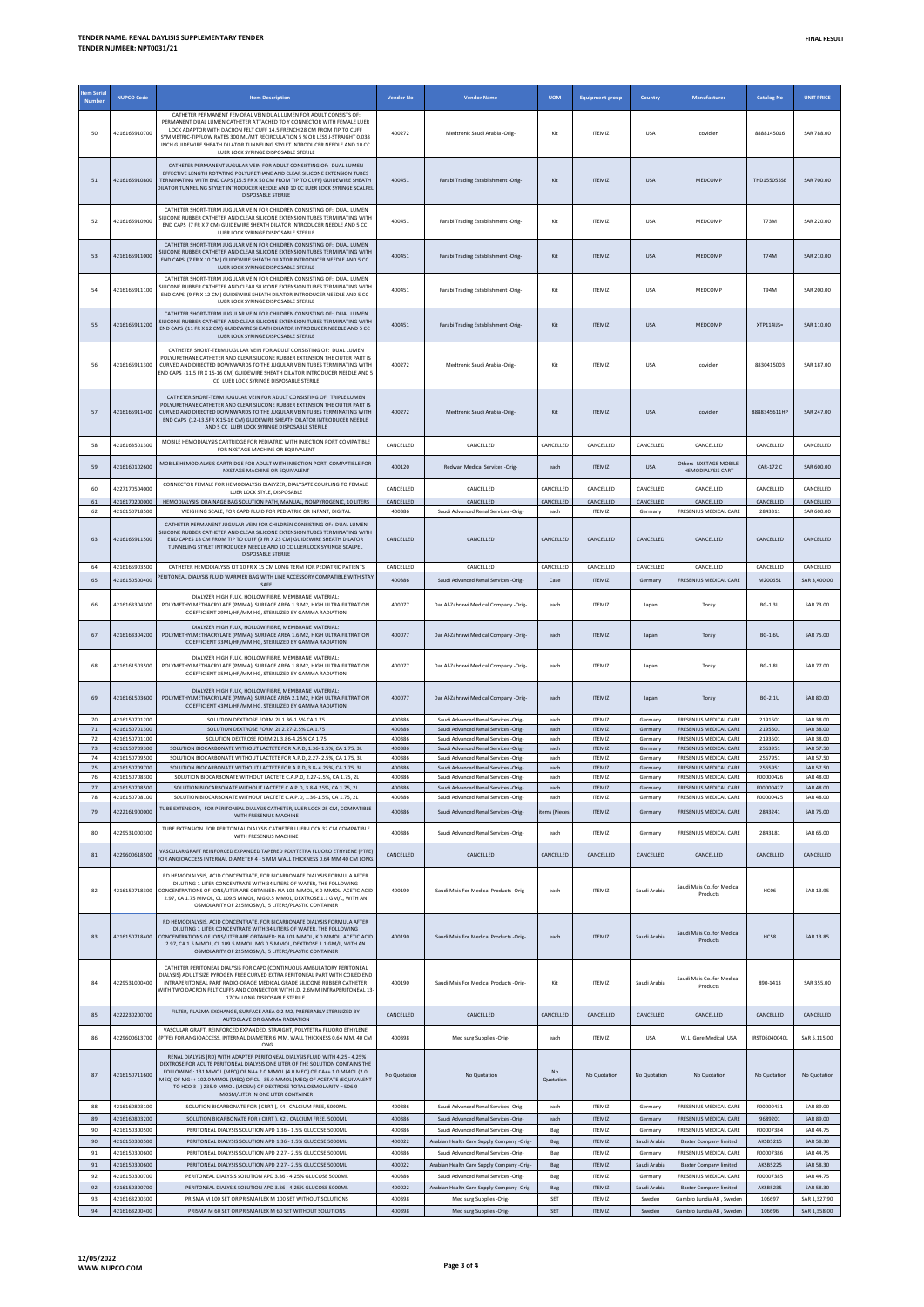**TENDER NAME: RENAL DAYLISIS SUPPLEMENTARY TENDER**
**TENDER NUMBER: NPT0031/21**

**FINAL RESULT**

| Item Serial Number | NUPCO Code | Item Description | Vendor No | Vendor Name | UOM | Equipment group | Country | Manufacturer | Catalog No | UNIT PRICE |
|---|---|---|---|---|---|---|---|---|---|---|
| 50 | 4216165910700 | CATHETER PERMANENT FEMORAL VEIN DUAL LUMEN FOR ADULT CONSISTS OF: PERMANENT DUAL LUMEN CATHETER ATTACHED TO Y CONNECTOR WITH FEMALE LUER LOCK ADAPTOR WITH DACRON FELT CUFF 14.5 FRENCH 28 CM FROM TIP TO CUFF SYMMETRIC-TIPFLOW RATES 300 ML/MT RECIRCULATION 5 % OR LESS J-STRAIGHT 0.038 INCH GUIDEWIRE SHEATH DILATOR TUNNELING STYLET INTRODUCER NEEDLE AND 10 CC LUER LOCK SYRINGE DISPOSABLE STERILE | 400272 | Medtronic Saudi Arabia -Orig- | Kit | ITEMIZ | USA | covidien | 8888145016 | SAR 788.00 |
| 51 | 4216165910800 | CATHETER PERMANENT JUGULAR VEIN FOR ADULT CONSISTING OF: DUAL LUMEN EFFECTIVE LENGTH ROTATING POLYURETHANE AND CLEAR SILICONE EXTENSION TUBES TERMINATING WITH END CAPS (15.5 FR X 50 CM FROM TIP TO CUFF) GUIDEWIRE SHEATH DILATOR TUNNELING STYLET INTRODUCER NEEDLE AND 10 CC LUER LOCK SYRINGE SCALPEL DISPOSABLE STERILE | 400451 | Farabi Trading Establishment -Orig- | Kit | ITEMIZ | USA | MEDCOMP | THD15505SSE | SAR 700.00 |
| 52 | 4216165910900 | CATHETER SHORT-TERM JUGULAR VEIN FOR CHILDREN CONSISTING OF: DUAL LUMEN SILICONE RUBBER CATHETER AND CLEAR SILICONE EXTENSION TUBES TERMINATING WITH END CAPS (7 FR X 7 CM) GUIDEWIRE SHEATH DILATOR INTRODUCER NEEDLE AND 5 CC LUER LOCK SYRINGE DISPOSABLE STERILE | 400451 | Farabi Trading Establishment -Orig- | Kit | ITEMIZ | USA | MEDCOMP | T73M | SAR 220.00 |
| 53 | 4216165911000 | CATHETER SHORT-TERM JUGULAR VEIN FOR CHILDREN CONSISTING OF: DUAL LUMEN SILICONE RUBBER CATHETER AND CLEAR SILICONE EXTENSION TUBES TERMINATING WITH END CAPS (7 FR X 10 CM) GUIDEWIRE SHEATH DILATOR INTRODUCER NEEDLE AND 5 CC LUER LOCK SYRINGE DISPOSABLE STERILE | 400451 | Farabi Trading Establishment -Orig- | Kit | ITEMIZ | USA | MEDCOMP | T74M | SAR 210.00 |
| 54 | 4216165911100 | CATHETER SHORT-TERM JUGULAR VEIN FOR CHILDREN CONSISTING OF: DUAL LUMEN SILICONE RUBBER CATHETER AND CLEAR SILICONE EXTENSION TUBES TERMINATING WITH END CAPS (9 FR X 12 CM) GUIDEWIRE SHEATH DILATOR INTRODUCER NEEDLE AND 5 CC LUER LOCK SYRINGE DISPOSABLE STERILE | 400451 | Farabi Trading Establishment -Orig- | Kit | ITEMIZ | USA | MEDCOMP | T94M | SAR 200.00 |
| 55 | 4216165911200 | CATHETER SHORT-TERM JUGULAR VEIN FOR CHILDREN CONSISTING OF: DUAL LUMEN SILICONE RUBBER CATHETER AND CLEAR SILICONE EXTENSION TUBES TERMINATING WITH END CAPS (11 FR X 12 CM) GUIDEWIRE SHEATH DILATOR INTRODUCER NEEDLE AND 5 CC LUER LOCK SYRINGE DISPOSABLE STERILE | 400451 | Farabi Trading Establishment -Orig- | Kit | ITEMIZ | USA | MEDCOMP | XTP114US+ | SAR 110.00 |
| 56 | 4216165911300 | CATHETER SHORT-TERM JUGULAR VEIN FOR ADULT CONSISTING OF: DUAL LUMEN POLYURETHANE CATHETER AND CLEAR SILICONE RUBBER EXTENSION THE OUTER PART IS CURVED AND DIRECTED DOWNWARDS TO THE JUGULAR VEIN TUBES TERMINATING WITH END CAPS (11.5 FR X 15-16 CM) GUIDEWIRE SHEATH DILATOR INTRODUCER NEEDLE AND 5 CC LUER LOCK SYRINGE DISPOSABLE STERILE | 400272 | Medtronic Saudi Arabia -Orig- | Kit | ITEMIZ | USA | covidien | 8830415003 | SAR 187.00 |
| 57 | 4216165911400 | CATHETER SHORT-TERM JUGULAR VEIN FOR ADULT CONSISTING OF: TRIPLE LUMEN POLYURETHANE CATHETER AND CLEAR SILICONE RUBBER EXTENSION THE OUTER PART IS CURVED AND DIRECTED DOWNWARDS TO THE JUGULAR VEIN TUBES TERMINATING WITH END CAPS (12-13.5FR X 15-16 CM) GUIDEWIRE SHEATH DILATOR INTRODUCER NEEDLE AND 5 CC LUER LOCK SYRINGE DISPOSABLE STERILE | 400272 | Medtronic Saudi Arabia -Orig- | Kit | ITEMIZ | USA | covidien | 8888345611HP | SAR 247.00 |
| 58 | 4216163501300 | MOBILE HEMODIALYSIS CARTRIDGE FOR PEDIATRIC WITH INJECTION PORT COMPATIBLE FOR NXSTAGE MACHINE OR EQUIVALENT | CANCELLED | CANCELLED | CANCELLED | CANCELLED | CANCELLED | CANCELLED | CANCELLED | CANCELLED |
| 59 | 4216160102600 | MOBILE HEMODIALYSIS CARTRIDGE FOR ADULT WITH INJECTION PORT, COMPATIBLE FOR NXSTAGE MACHINE OR EQUIVALENT | 400120 | Redwan Medical Services -Orig- | each | ITEMIZ | USA | Others- NXSTAGE MOBILE HEMODIALYSIS CART | CAR-172 C | SAR 600.00 |
| 60 | 4227170504000 | CONNECTOR FEMALE FOR HEMODIALYSIS DIALYZER, DIALYSATE COUPLING TO FEMALE LUER LOCK STYLE, DISPOSABLE | CANCELLED | CANCELLED | CANCELLED | CANCELLED | CANCELLED | CANCELLED | CANCELLED | CANCELLED |
| 61 | 4216170200000 | HEMODIALYSIS, DRAINAGE BAG SOLUTION PATH, MANUAL, NONPYROGENIC, 10 LITERS | CANCELLED | CANCELLED | CANCELLED | CANCELLED | CANCELLED | CANCELLED | CANCELLED | CANCELLED |
| 62 | 4216150718500 | WEIGHING SCALE, FOR CAPD FLUID FOR PEDIATRIC OR INFANT, DIGITAL | 400386 | Saudi Advanced Renal Services -Orig- | each | ITEMIZ | Germany | FRESENIUS MEDICAL CARE | 2848311 | SAR 600.00 |
| 63 | 4216165911500 | CATHETER PERMANENT JUGULAR VEIN FOR CHILDREN CONSISTING OF: DUAL LUMEN SILICONE RUBBER CATHETER AND CLEAR SILICONE EXTENSION TUBES TERMINATING WITH END CAPES 18 CM FROM TIP TO CUFF (9 FR X 23 CM) GUIDEWIRE SHEATH DILATOR TUNNELING STYLET INTRODUCER NEEDLE AND 10 CC LUER LOCK SYRINGE SCALPEL DISPOSABLE STERILE | CANCELLED | CANCELLED | CANCELLED | CANCELLED | CANCELLED | CANCELLED | CANCELLED | CANCELLED |
| 64 | 4216165903500 | CATHETER HEMODIALYSIS KIT 10 FR X 15 CM LONG TERM FOR PEDIATRIC PATIENTS | CANCELLED | CANCELLED | CANCELLED | CANCELLED | CANCELLED | CANCELLED | CANCELLED | CANCELLED |
| 65 | 4216150500400 | PERITONEAL DIALYSIS FLUID WARMER BAG WITH LINE ACCESSORY COMPATIBLE WITH STAY SAFE | 400386 | Saudi Advanced Renal Services -Orig- | Case | ITEMIZ | Germany | FRESENIUS MEDICAL CARE | M200651 | SAR 3,400.00 |
| 66 | 4216163304300 | DIALYZER HIGH FLUX, HOLLOW FIBRE, MEMBRANE MATERIAL: POLYMETHYLMETHACRYLATE (PMMA), SURFACE AREA 1.3 M2, HIGH ULTRA FILTRATION COEFFICIENT 29ML/HR/MM HG, STERILIZED BY GAMMA RADIATION | 400077 | Dar Al-Zahrawi Medical Company -Orig- | each | ITEMIZ | Japan | Toray | BG-1.3U | SAR 73.00 |
| 67 | 4216163304200 | DIALYZER HIGH FLUX, HOLLOW FIBRE, MEMBRANE MATERIAL: POLYMETHYLMETHACRYLATE (PMMA), SURFACE AREA 1.6 M2, HIGH ULTRA FILTRATION COEFFICIENT 33ML/HR/MM HG, STERILIZED BY GAMMA RADIATION | 400077 | Dar Al-Zahrawi Medical Company -Orig- | each | ITEMIZ | Japan | Toray | BG-1.6U | SAR 75.00 |
| 68 | 4216161503500 | DIALYZER HIGH FLUX, HOLLOW FIBRE, MEMBRANE MATERIAL: POLYMETHYLMETHACRYLATE (PMMA), SURFACE AREA 1.8 M2, HIGH ULTRA FILTRATION COEFFICIENT 35ML/HR/MM HG, STERILIZED BY GAMMA RADIATION | 400077 | Dar Al-Zahrawi Medical Company -Orig- | each | ITEMIZ | Japan | Toray | BG-1.8U | SAR 77.00 |
| 69 | 4216161503600 | DIALYZER HIGH FLUX, HOLLOW FIBRE, MEMBRANE MATERIAL: POLYMETHYLMETHACRYLATE (PMMA), SURFACE AREA 2.1 M2, HIGH ULTRA FILTRATION COEFFICIENT 43ML/HR/MM HG, STERILIZED BY GAMMA RADIATION | 400077 | Dar Al-Zahrawi Medical Company -Orig- | each | ITEMIZ | Japan | Toray | BG-2.1U | SAR 80.00 |
| 70 | 4216150701200 | SOLUTION DEXTROSE FORM 2L 1.36-1.5% CA 1.75 | 400386 | Saudi Advanced Renal Services -Orig- | each | ITEMIZ | Germany | FRESENIUS MEDICAL CARE | 2191501 | SAR 38.00 |
| 71 | 4216150701300 | SOLUTION DEXTROSE FORM 2L 2.27-2.5% CA 1.75 | 400386 | Saudi Advanced Renal Services -Orig- | each | ITEMIZ | Germany | FRESENIUS MEDICAL CARE | 2195501 | SAR 38.00 |
| 72 | 4216150701100 | SOLUTION DEXTROSE FORM 2L 3.86-4.25% CA 1.75 | 400386 | Saudi Advanced Renal Services -Orig- | each | ITEMIZ | Germany | FRESENIUS MEDICAL CARE | 2193501 | SAR 38.00 |
| 73 | 4216150709300 | SOLUTION BIOCARBONATE WITHOUT LACTETE FOR A.P.D, 1.36- 1.5%, CA 1.75, 3L | 400386 | Saudi Advanced Renal Services -Orig- | each | ITEMIZ | Germany | FRESENIUS MEDICAL CARE | 2563951 | SAR 57.50 |
| 74 | 4216150709500 | SOLUTION BIOCARBONATE WITHOUT LACTETE FOR A.P.D, 2.27- 2.5%, CA 1.75, 3L | 400386 | Saudi Advanced Renal Services -Orig- | each | ITEMIZ | Germany | FRESENIUS MEDICAL CARE | 2567951 | SAR 57.50 |
| 75 | 4216150709700 | SOLUTION BIOCARBONATE WITHOUT LACTETE FOR A.P.D, 3.8- 4.25%, CA 1.75, 3L | 400386 | Saudi Advanced Renal Services -Orig- | each | ITEMIZ | Germany | FRESENIUS MEDICAL CARE | 2565951 | SAR 57.50 |
| 76 | 4216150708300 | SOLUTION BIOCARBONATE WITHOUT LACTETE C.A.P.D, 2.27-2.5%, CA 1.75, 2L | 400386 | Saudi Advanced Renal Services -Orig- | each | ITEMIZ | Germany | FRESENIUS MEDICAL CARE | F00000426 | SAR 48.00 |
| 77 | 4216150708500 | SOLUTION BIOCARBONATE WITHOUT LACTETE C.A.P.D, 3.8-4.25%, CA 1.75, 2L | 400386 | Saudi Advanced Renal Services -Orig- | each | ITEMIZ | Germany | FRESENIUS MEDICAL CARE | F00000427 | SAR 48.00 |
| 78 | 4216150708100 | SOLUTION BIOCARBONATE WITHOUT LACTETE C.A.P.D, 1.36-1.5%, CA 1.75, 2L | 400386 | Saudi Advanced Renal Services -Orig- | each | ITEMIZ | Germany | FRESENIUS MEDICAL CARE | F00000425 | SAR 48.00 |
| 79 | 4222161900000 | TUBE EXTENSION, FOR PERITONEAL DIALYSIS CATHETER, LUER-LOCK 25 CM, COMPATIBLE WITH FRESENIUS MACHINE | 400386 | Saudi Advanced Renal Services -Orig- | Items (Pieces) | ITEMIZ | Germany | FRESENIUS MEDICAL CARE | 2843241 | SAR 75.00 |
| 80 | 4229531000300 | TUBE EXTENSION FOR PERITONEAL DIALYSIS CATHETER LUER-LOCK 32 CM COMPATIBLE WITH FRESENIUS MACHINE | 400386 | Saudi Advanced Renal Services -Orig- | each | ITEMIZ | Germany | FRESENIUS MEDICAL CARE | 2843181 | SAR 65.00 |
| 81 | 4229600618500 | VASCULAR GRAFT REINFORCED EXPANDED TAPERED POLYTETRA FLUORO ETHYLENE (PTFE) FOR ANGIOACCESS INTERNAL DIAMETER 4 - 5 MM WALL THICKNESS 0.64 MM 40 CM LONG | CANCELLED | CANCELLED | CANCELLED | CANCELLED | CANCELLED | CANCELLED | CANCELLED | CANCELLED |
| 82 | 4216150718300 | RD HEMODIALYSIS, ACID CONCENTRATE, FOR BICARBONATE DIALYSIS FORMULA AFTER DILUTING 1 LITER CONCENTRATE WITH 34 LITERS OF WATER, THE FOLLOWING CONCENTRATIONS OF IONS/LITER ARE OBTAINED: NA 103 MMOL, K 0 MMOL, ACETIC ACID 2.97, CA 1.75 MMOL, CL 109.5 MMOL, MG 0.5 MMOL, DEXTROSE 1.1 GM/L, WITH AN OSMOLARITY OF 225MOSM/L, 5 LITERS/PLASTIC CONTAINER | 400190 | Saudi Mais For Medical Products -Orig- | each | ITEMIZ | Saudi Arabia | Saudi Mais Co. for Medical Products | HC06 | SAR 13.95 |
| 83 | 4216150718400 | RD HEMODIALYSIS, ACID CONCENTRATE, FOR BICARBONATE DIALYSIS FORMULA AFTER DILUTING 1 LITER CONCENTRATE WITH 34 LITERS OF WATER, THE FOLLOWING CONCENTRATIONS OF IONS/LITER ARE OBTAINED: NA 103 MMOL, K 0 MMOL, ACETIC ACID 2.97, CA 1.5 MMOL, CL 109.5 MMOL, MG 0.5 MMOL, DEXTROSE 1.1 GM/L, WITH AN OSMOLARITY OF 225MOSM/L, 5 LITERS/PLASTIC CONTAINER | 400190 | Saudi Mais For Medical Products -Orig- | each | ITEMIZ | Saudi Arabia | Saudi Mais Co. for Medical Products | HC58 | SAR 13.85 |
| 84 | 4229531000400 | CATHETER PERITONEAL DIALYSIS FOR CAPD (CONTINUOUS AMBULATORY PERITONEAL DIALYSIS) ADULT SIZE PYROGEN FREE CURVED EXTRA PERITONEAL PART WITH COILED END INTRAPERITONEAL PART RADIO-OPAQE MEDICAL GRADE SILICONE RUBBER CATHETER WITH TWO DACRON FELT CUFFS AND CONNECTOR WITH I.D. 2.6MM INTRAPERITONEAL 13-17CM LONG DISPOSABLE STERILE. | 400190 | Saudi Mais For Medical Products -Orig- | Kit | ITEMIZ | Saudi Arabia | Saudi Mais Co. for Medical Products | 890-1413 | SAR 355.00 |
| 85 | 4222230200700 | FILTER, PLASMA EXCHANGE, SURFACE AREA 0.2 M2, PREFERABLY STERILIZED BY AUTOCLAVE OR GAMMA RADIATION | CANCELLED | CANCELLED | CANCELLED | CANCELLED | CANCELLED | CANCELLED | CANCELLED | CANCELLED |
| 86 | 4229600613700 | VASCULAR GRAFT, REINFORCED EXPANDED, STRAIGHT, POLYTETRA FLUORO ETHYLENE (PTFE) FOR ANGIOACCESS, INTERNAL DIAMETER 6 MM, WALL THICKNESS 0.64 MM, 40 CM LONG | 400398 | Med surg Supplies -Orig- | each | ITEMIZ | USA | W.L. Gore Medical, USA | IRST06040040L | SAR 5,115.00 |
| 87 | 4216150711600 | RENAL DIALYSIS (RD) WITH ADAPTER PERITONEAL DIALYSIS FLUID WITH 4.25 - 4.25% DEXTROSE FOR ACUTE PERITONEAL DIALYSIS ONE LITER OF THE SOLUTION CONTAINS THE FOLLOWING: 131 MMOL (MEQ) OF NA+ 2.0 MMOL (4.0 MEQ) OF CA++ 1.0 MMOL (2.0 MEQ) OF MG++ 102.0 MMOL (MEQ) OF CL - 35.0 MMOL (MEQ) OF ACETATE (EQUIVALENT TO HCO 3 - ) 235.9 MMOL (MOSM) OF DEXTROSE TOTAL OSMOLARITY =506.9 MOSM/LITER IN ONE LITER CONTAINER | No Quotation | No Quotation | No Quotation | No Quotation | No Quotation | No Quotation | No Quotation | No Quotation |
| 88 | 4216160803100 | SOLUTION BICARBONATE FOR ( CRRT ), K4 , CALCIUM FREE, 5000ML | 400386 | Saudi Advanced Renal Services -Orig- | each | ITEMIZ | Germany | FRESENIUS MEDICAL CARE | F00000431 | SAR 89.00 |
| 89 | 4216160803200 | SOLUTION BICARBONATE FOR ( CRRT ), K2 , CALCIUM FREE, 5000ML | 400386 | Saudi Advanced Renal Services -Orig- | each | ITEMIZ | Germany | FRESENIUS MEDICAL CARE | 9689201 | SAR 89.00 |
| 90 | 4216150300500 | PERITONEAL DIALYSIS SOLUTION APD 1.36 - 1.5% GLUCOSE 5000ML | 400386 | Saudi Advanced Renal Services -Orig- | Bag | ITEMIZ | Germany | FRESENIUS MEDICAL CARE | F00007384 | SAR 44.75 |
| 90 | 4216150300500 | PERITONEAL DIALYSIS SOLUTION APD 1.36 - 1.5% GLUCOSE 5000ML | 400022 | Arabian Health Care Supply Company -Orig- | Bag | ITEMIZ | Saudi Arabia | Baxter Company limited | AKSB5215 | SAR 58.30 |
| 91 | 4216150300600 | PERITONEAL DIALYSIS SOLUTION APD 2.27 - 2.5% GLUCOSE 5000ML | 400386 | Saudi Advanced Renal Services -Orig- | Bag | ITEMIZ | Germany | FRESENIUS MEDICAL CARE | F00007386 | SAR 44.75 |
| 91 | 4216150300600 | PERITONEAL DIALYSIS SOLUTION APD 2.27 - 2.5% GLUCOSE 5000ML | 400022 | Arabian Health Care Supply Company -Orig- | Bag | ITEMIZ | Saudi Arabia | Baxter Company limited | AKSB5225 | SAR 58.30 |
| 92 | 4216150300700 | PERITONEAL DIALYSIS SOLUTION APD 3.86 - 4.25% GLUCOSE 5000ML | 400386 | Saudi Advanced Renal Services -Orig- | Bag | ITEMIZ | Germany | FRESENIUS MEDICAL CARE | F00007385 | SAR 44.75 |
| 92 | 4216150300700 | PERITONEAL DIALYSIS SOLUTION APD 3.86 - 4.25% GLUCOSE 5000ML | 400022 | Arabian Health Care Supply Company -Orig- | Bag | ITEMIZ | Saudi Arabia | Baxter Company limited | AKSB5235 | SAR 58.30 |
| 93 | 4216163200300 | PRISMA M 100 SET OR PRISMAFLEX M 100 SET WITHOUT SOLUTIONS | 400398 | Med surg Supplies -Orig- | SET | ITEMIZ | Sweden | Gambro Lundia AB , Sweden | 106697 | SAR 1,327.90 |
| 94 | 4216163200400 | PRISMA M 60 SET OR PRISMAFLEX M 60 SET WITHOUT SOLUTIONS | 400398 | Med surg Supplies -Orig- | SET | ITEMIZ | Sweden | Gambro Lundia AB , Sweden | 106696 | SAR 1,358.00 |

12/05/2022
WWW.NUPCO.COM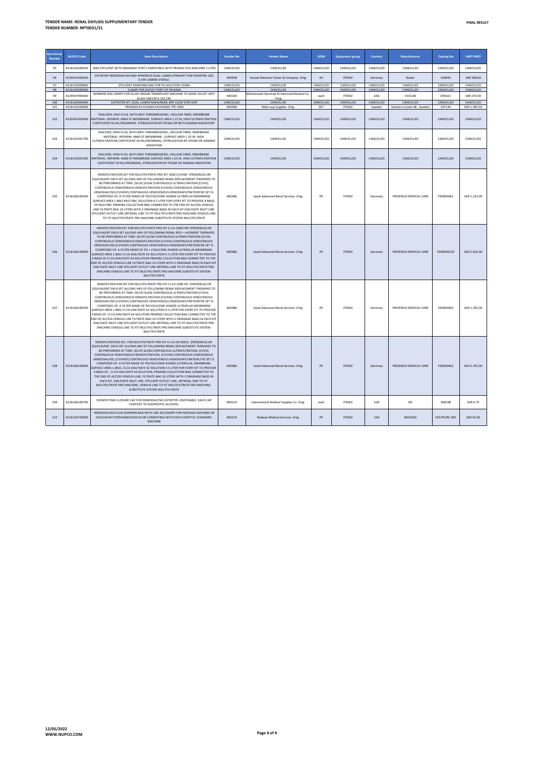**TENDER NAME: RENAL DAYLISIS SUPPLEMENTARY TENDER**
**TENDER NUMBER: NPT0031/21**

**FINAL RESULT**

| Item Serial Number | NUPCO Code | Item Description | Vendor No | Vendor Name | UOM | Equipment group | Country | Manufacturer | Catalog No | UNIT PRICE |
|---|---|---|---|---|---|---|---|---|---|---|
| 95 | 4216163200500 | BAG EFFLUENT WITH DRAINAGE PORT COMPATIBLE WITH PRISMA FLEX MACHINE 5 LITER | CANCELLED | CANCELLED | CANCELLED | CANCELLED | CANCELLED | CANCELLED | CANCELLED | CANCELLED |
| 96 | 4229531000500 | CATHETER HEMODIALYSIS AND APHERESIS DUAL LUMEN STRAIGHT FOR PEDIATRIC SIZE 6.5FR 100MM STERILE. | 400038 | Farouk Maamon Tamer & Company -Orig- | Kit | ITEMIZ | Germany | Baxter | 100943 | SAR 368.00 |
| 97 | 4216150300800 | EFFLUENT SAMPLING BAG FOR PD SOLUTION 150ML | CANCELLED | CANCELLED | CANCELLED | CANCELLED | CANCELLED | CANCELLED | CANCELLED | CANCELLED |
| 98 | 4216150300900 | CLAMP FOR OUTLET PORT OF PD BAGS | CANCELLED | CANCELLED | CANCELLED | CANCELLED | CANCELLED | CANCELLED | CANCELLED | CANCELLED |
| 99 | 4229547900300 | WARMER DISC-DRAPE FOR SLUSH ORGAN TRANSPLANT MACHINE TO MAKE VELVET SOFT SLUSH 168 CM X 132 CM. | 400106 | Mohammed Hammad Al-Hammad Medical Co. -Orig- | each | ITEMIZ | USA | ECOLAB | ORS321 | SAR 270.00 |
| 100 | 4216165904400 | CATHETER KIT, DUAL LUMEN MAHURKAR, 8FR 12CM STER DISP | CANCELLED | CANCELLED | CANCELLED | CANCELLED | CANCELLED | CANCELLED | CANCELLED | CANCELLED |
| 101 | 4216163200600 | PRISMAFLEX PLASMA EXCHANGE TPE 2000 | 400398 | Med surg Supplies -Orig- | SET | ITEMIZ | Sweden | Gambro Lundia AB , Sweden | 107144 | SAR 1,585.93 |
| 102 | 4220341402400 | "DIALYZER, HIGH FLUX, WITH ANTI-THROMBOGENIC, HOLLOW FIBER, MEMBRANE MATERIAL: HEPARIN: AN69 ST MEMBRANE SURFACE AREA 2.15 M, HIGH ULTRAFILTRATION COEFFICIENT 65 ML/HR/MMHG. STERILIZATION BY STEAM OR BETA GAMMA RADIATION" | CANCELLED | CANCELLED | CANCELLED | CANCELLED | CANCELLED | CANCELLED | CANCELLED | CANCELLED |
| 103 | 4216163301700 | DIALYZER, HIGH FLUX, WITH ANTI-THROMBOGENIC, HOLLOW FIBER, MEMBRANE MATERIAL: HEPARIN: AN69 ST MEMBRANE , SURFACE AREA 1.35 M, HIGH ULTRAFILTRATION COEFFICIENT 40 ML/HR/MMHG, STERILIZATION BY STEAM OR GAMMA RADIATION | CANCELLED | CANCELLED | CANCELLED | CANCELLED | CANCELLED | CANCELLED | CANCELLED | CANCELLED |
| 104 | 4216163301500 | DIALYZER, HIGH FLUX, WITH ANTI-THROMBOGENIC, HOLLOW FIBER, MEMBRANE MATERIAL: HEPARIN: AN69 ST MEMBRANE SURFACE AREA 1.65 M, HIGH ULTRAFILTRATION COEFFICIENT 50 ML/HR/MMHG, STERILIZATION BY STEAM OR GAMMA RADIATION | CANCELLED | CANCELLED | CANCELLED | CANCELLED | CANCELLED | CANCELLED | CANCELLED | CANCELLED |
| 105 | 4216166100300 | HEMOFILTRATION SET FOR MULTIFILTRATE PRO KIT 1000 CVVHDF (FRESENIUS) OR EQUIVALENT EACH SET ALLOWS ANY OF FOLLOWING RENAL REPLACEMENT THERAPIES TO BE PERFORMED AT TIME: (SCUF) SLOW CONTINUOUS ULTRAFILTRATION (CVVH) CONTINUOUS VENOVENOUS HEMOFILTRATION (CVVHD) CONTINUOUS VENOVENOUS HEMODIALYSIS (CVVHDF) CONTINUOUS VENOVENOUS HEMODIAFILTRATIONTHE SET IS COMPOSED OF: A FILTER MADE OF POLYSULFONE AV600S ULTRAFLUX MEMBRANE SURFACE AREA 1.8M2 MULTIBIC SOLUTION 4.5 LITER FOR EVERY KIT TO PROVIDE 4 BAGS OF MULTIBIC PRIMING COLLECTION BAG CONNECTED TO THE END OF ACCESS VENOUS LINE FILTRATE BAG 10 LITERS WITH 2 DRAINAGE BAGS IN EACH KIT DIALYSATE INLET LINE EFFLUENT OUTLET LINE ARTERIAL LINE TO FIT MULTIFILTRATE PRO MACHINE VENOUS LINE TO FIT MULTIFILTRATE PRO MACHINE SUBSTITUTE SYSTEM MULTIFILTRATE | 400386 | Saudi Advanced Renal Services -Orig- | PK | ITEMIZ | Germany | FRESENIUS MEDICAL CARE | F00000461 | SAR 1,232.00 |
| 106 | 4216166100400 | HEMOFILTRATION SET FOR MULTIFILTRATE PRO KIT CI-CA 1000 HDF (FRESENIUS) OR EQUIVALENT EACH SET ALLOWS ANY OF FOLLOWING RENAL REPL = ACEMENT THERAPIES TO BE PERFORMED AT TIME: (SCUF) SLOW CONTINUOUS ULTRAFILTRATION (CVVH) CONTINUOUS VENOVENOUS HEMOFILTRATION (CVVHD) CONTINUOUS VENOVENOUS HEMODIALYSIS (CVVHDF) CONTINUOUS VENOVENOUS HEMODIAFILTRATIONTHE SET IS COMPOSED OF: A FILTER MADE OF PO = LYSULFONE AV600S ULTRAFLUX MEMBRANE SURFACE AREA 1.8M2 CI-CA DIALYSATE K2 SOLUTION 4.5 LITER FOR EVERY KIT TO PROVIDE 4 BAGS OF CI-CA DIALYSATE K4 SOLUTION PRIMING COLLECTION BAG CONNECTED TO THE END OF ACCESS VENOUS LINE FILTRATE BAG 10 LITERS WITH 2 DRAINAGE BAGS IN EACH KIT DIALYSATE INLET LINE EFFLUENT OUTLET LINE ARTERIAL LINE TO FIT MULTIFILTRATE PRO MACHINE VENOUS LINE TO FIT MULTIFILTRATE PRO MACHINE SUBSTITUTE SYSTEM MULTIFILTRATE | 400386 | Saudi Advanced Renal Services -Orig- | PK | ITEMIZ | Germany | FRESENIUS MEDICAL CARE | F000005329 | SAR 2,656.00 |
| 107 | 4216166100500 | HEMOFILTRATION SET FOR MULTIFILTRATE PRO KIT CI-CA 1000 HD (FRESENIUS) OR EQUIVALENT EACH SET ALLOWS ANY OF FOLLOWING RENAL REPLACEMENT THERAPIES TO BE PERFORMED AT TIME: (SCUF) SLOW CONTINUOUS ULTRAFILTRATION (CVVH) CONTINUOUS VENOVENOUS HEMOFILTRATION (CVVHD) CONTINUOUS VENOVENOUS HEMODIALYSIS (CVVHDF) CONTINUOUS VENOVENOUS HEMODIAFILTRATIONTHE SET IS COMPOSED OF: A FILTER MADE OF POLYSULFONE AV600S ULTRAFLUX MEMBRANE SURFACE AREA 1.8M2 CI-CA DIALYSATE K2 SOLUTION 4.5 LITER FOR EVERY KIT TO PROVIDE 4 BAGS OF CI-CA DIALYSATE K4 SOLUTION PRIMING COLLECTION BAG CONNECTED TO THE END OF ACCESS VENOUS LINE FILTRATE BAG 10 LITERS WITH 2 DRAINAGE BAGS IN EACH KIT DIALYSATE INLET LINE EFFLUENT OUTLET LINE ARTERIAL LINE TO FIT MULTIFILTRATE PRO MACHINE VENOUS LINE TO FIT MULTIFILTRATE PRO MACHINE SUBSTITUTE SYSTEM MULTIFILTRATE | 400386 | Saudi Advanced Renal Services -Orig- | PK | ITEMIZ | Germany | FRESENIUS MEDICAL CARE | F00000463 | SAR 1,782.00 |
| 108 | 4216166100600 | HEMOFILTRATION SET, FOR MULTIFILTRATE PRO KIT CI-CA HD EMIC2 (FRESENIUS) OR EQUIVALENT, EACH SET ALLOWS ANY OF FOLLOWING RENAL REPLACEMENT THERAPIES TO BE PERFORMED AT TIME: (SCUF) SLOW CONTINUOUS ULTRAFILTRATION, (CVVH) CONTINUOUS VENOVENOUS HEMOFILTRATION, (CVVHD) CONTINUOUS VENOVENOUS HEMODIALYSIS, (CVVHDF) CONTINUOUS VENOVENOUS HEMODIAFILTRATION,THE SET IS COMPOSED OF: A FILTER MADE OF POLYSULFONE AV600S ULTRAFLUX, MEMBRANE SURFACE AREA 1.8M2, CI-CA DIALYSATE K2 SOLUTION 4.5 LITER FOR EVERY KIT TO PROVIDE 4 BAGS OF , CI-CA DIALYSATE K4 SOLUTION, PRIMING COLLECTION BAG CONNECTED TO THE END OF ACCESS VENOUS LINE, FILTRATE BAG 10 LITERS WITH 2 DRAINAGE BAGS IN EACH KIT, DIALYSATE INLET LINE, EFFLUENT OUTLET LINE, ARTERIAL LINE TO FIT MULTIFILTRATE PRO MACHINE, VENOUS LINE TO FIT MULTIFILTRATE PRO MACHINE, SUBSTITUTE SYSTEM MULTIFILTRATE | 400386 | Saudi Advanced Renal Services -Orig- | PK | ITEMIZ | Germany | FRESENIUS MEDICAL CARE | F00000462 | SAR 2,702.00 |
| 109 | 4216166100700 | DISINFECTING CLOSURE CAP FOR HEMODIALYSIS CATHETER -DISPOSABLE. EACH CAP CONTENT 70 %ISOPROPYL ALCOHOL. | 400214 | International Medical Supplies Co -Orig- | each | ITEMIZ | USA | BD | 306598 | SAR 0.75 |
| 110 | 4216150703900 | HEMODIALYSIS FLUID WARMER BAG WITH LINE ACCESSORY FOR NXSTAGE MACHINE OR EQUIVALENT DISPOSABLESHOULD BE COMPATIBLE WITH EACH HOSPITAL STANDARD MACHINE | 400120 | Redwan Medical Services -Orig- | PK | ITEMIZ | USA | NXSTAGE | POLYPURE 18H | SAR 45.00 |

**12/05/2022**
**WWW.NUPCO.COM**